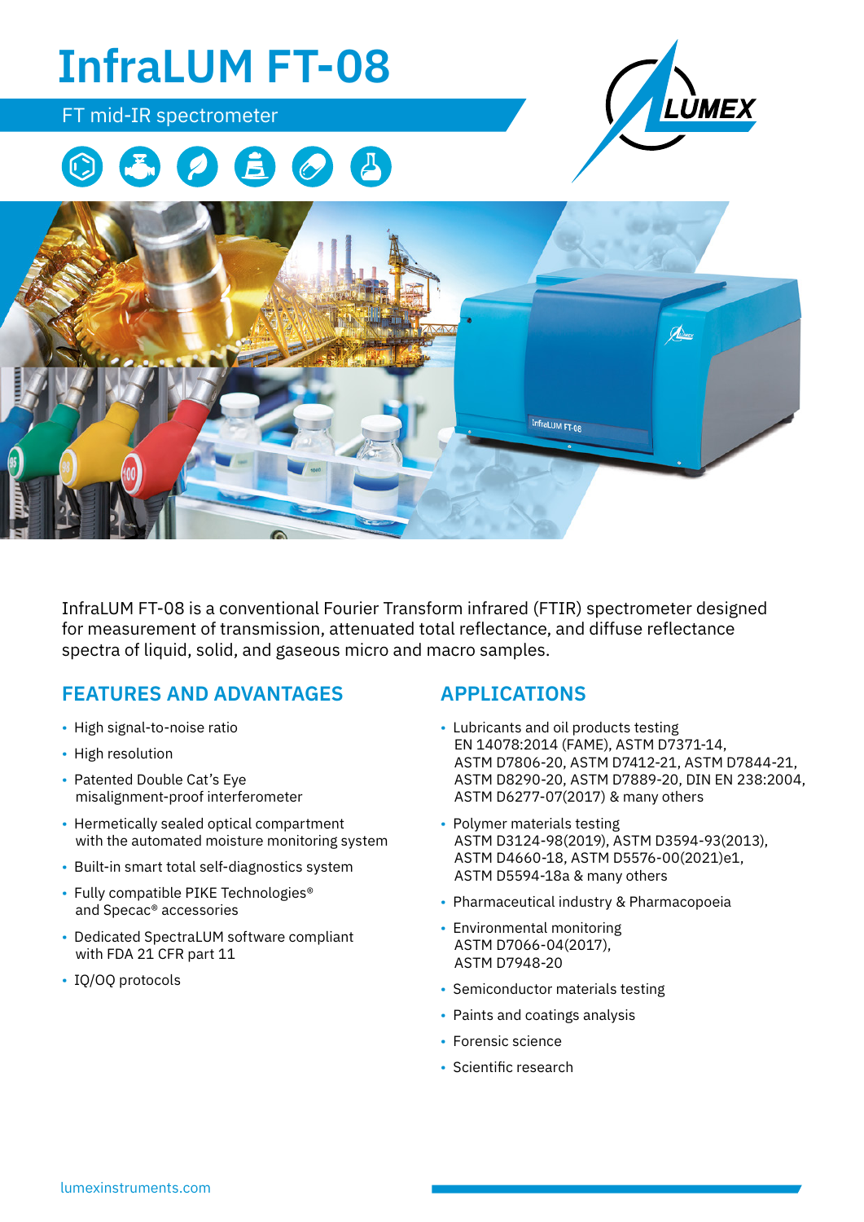# InfraLUM FT-08

FT mid-IR spectrometer

InfraLUM FT-08 is a conventional Fourier Transform infrared (FTIR) spectrometer designed for measurement of transmission, attenuated total reflectance, and diffuse reflectance spectra of liquid, solid, and gaseous micro and macro samples.

## FEATURES AND ADVANTAGES

- High signal-to-noise ratio
- High resolution
- Patented Double Cat's Eye misalignment-proof interferometer
- Hermetically sealed optical compartment with the automated moisture monitoring system
- Built-in smart total self-diagnostics system
- Fully compatible PIKE Technologies® and Specac® accessories
- Dedicated SpectraLUM software compliant with FDA 21 CFR part 11
- IQ/OQ protocols

## APPLICATIONS

- Lubricants and oil products testing
  EN 14078:2014 (FAME), ASTM D7371-14, ASTM D7806-20, ASTM D7412-21, ASTM D7844-21, ASTM D8290-20, ASTM D7889-20, DIN EN 238:2004, ASTM D6277-07(2017) & many others
- Polymer materials testing
  ASTM D3124-98(2019), ASTM D3594-93(2013), ASTM D4660-18, ASTM D5576-00(2021)e1, ASTM D5594-18a & many others
- Pharmaceutical industry & Pharmacopoeia
- Environmental monitoring
  ASTM D7066-04(2017), ASTM D7948-20
- Semiconductor materials testing
- Paints and coatings analysis
- Forensic science
- Scientific research

lumexinstruments.com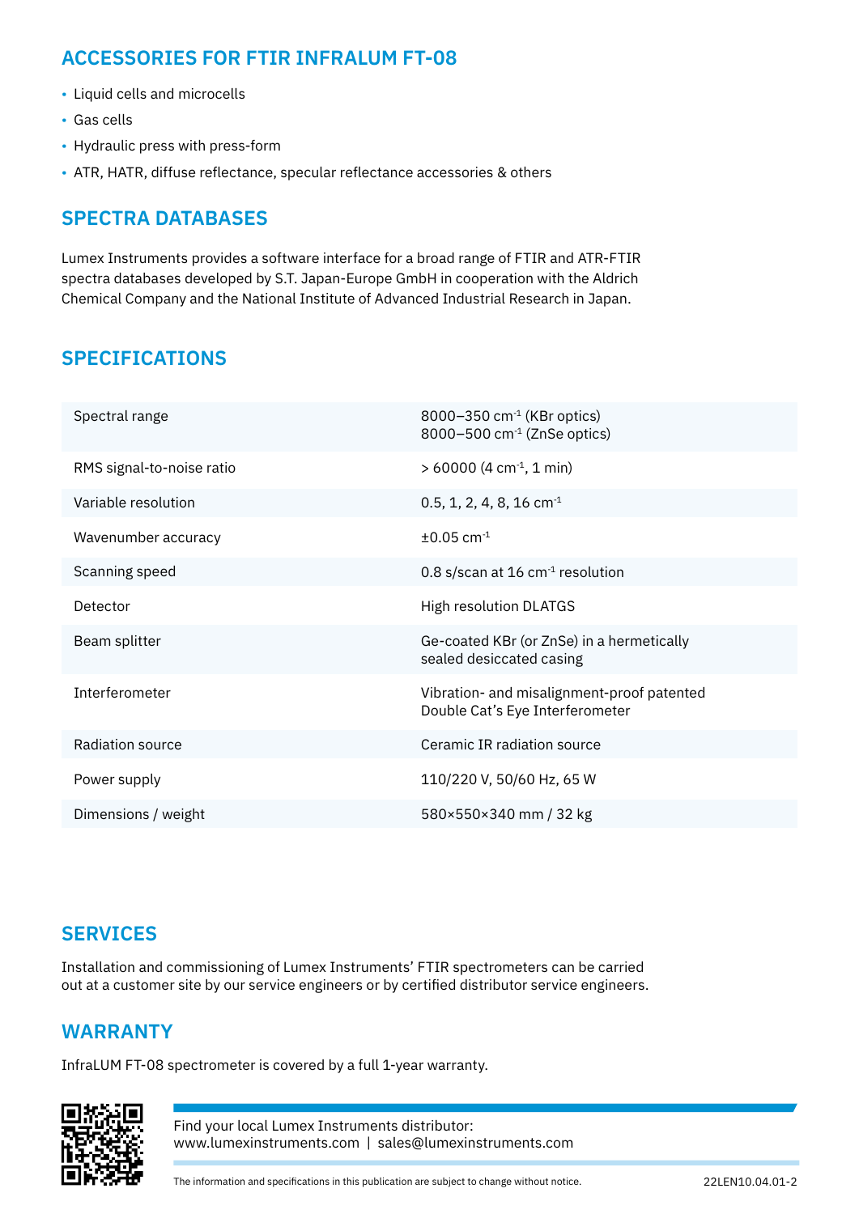## ACCESSORIES FOR FTIR INFRALUM FT-08

- Liquid cells and microcells
- Gas cells
- Hydraulic press with press-form
- ATR, HATR, diffuse reflectance, specular reflectance accessories & others

## SPECTRA DATABASES

Lumex Instruments provides a software interface for a broad range of FTIR and ATR-FTIR spectra databases developed by S.T. Japan-Europe GmbH in cooperation with the Aldrich Chemical Company and the National Institute of Advanced Industrial Research in Japan.

## SPECIFICATIONS

| | |
|---|---|
| Spectral range | 8000–350 $cm^{-1}$ (KBr optics)<br>8000–500 $cm^{-1}$ (ZnSe optics) |
| RMS signal-to-noise ratio | > 60000 (4 $cm^{-1}$, 1 min) |
| Variable resolution | 0.5, 1, 2, 4, 8, 16 $cm^{-1}$ |
| Wavenumber accuracy | ±0.05 $cm^{-1}$ |
| Scanning speed | 0.8 s/scan at 16 $cm^{-1}$ resolution |
| Detector | High resolution DLATGS |
| Beam splitter | Ge-coated KBr (or ZnSe) in a hermetically sealed desiccated casing |
| Interferometer | Vibration- and misalignment-proof patented Double Cat's Eye Interferometer |
| Radiation source | Ceramic IR radiation source |
| Power supply | 110/220 V, 50/60 Hz, 65 W |
| Dimensions / weight | 580×550×340 mm / 32 kg |

## SERVICES

Installation and commissioning of Lumex Instruments' FTIR spectrometers can be carried out at a customer site by our service engineers or by certified distributor service engineers.

## WARRANTY

InfraLUM FT-08 spectrometer is covered by a full 1-year warranty.

Find your local Lumex Instruments distributor:
www.lumexinstruments.com | sales@lumexinstruments.com

The information and specifications in this publication are subject to change without notice.

22LEN10.04.01-2